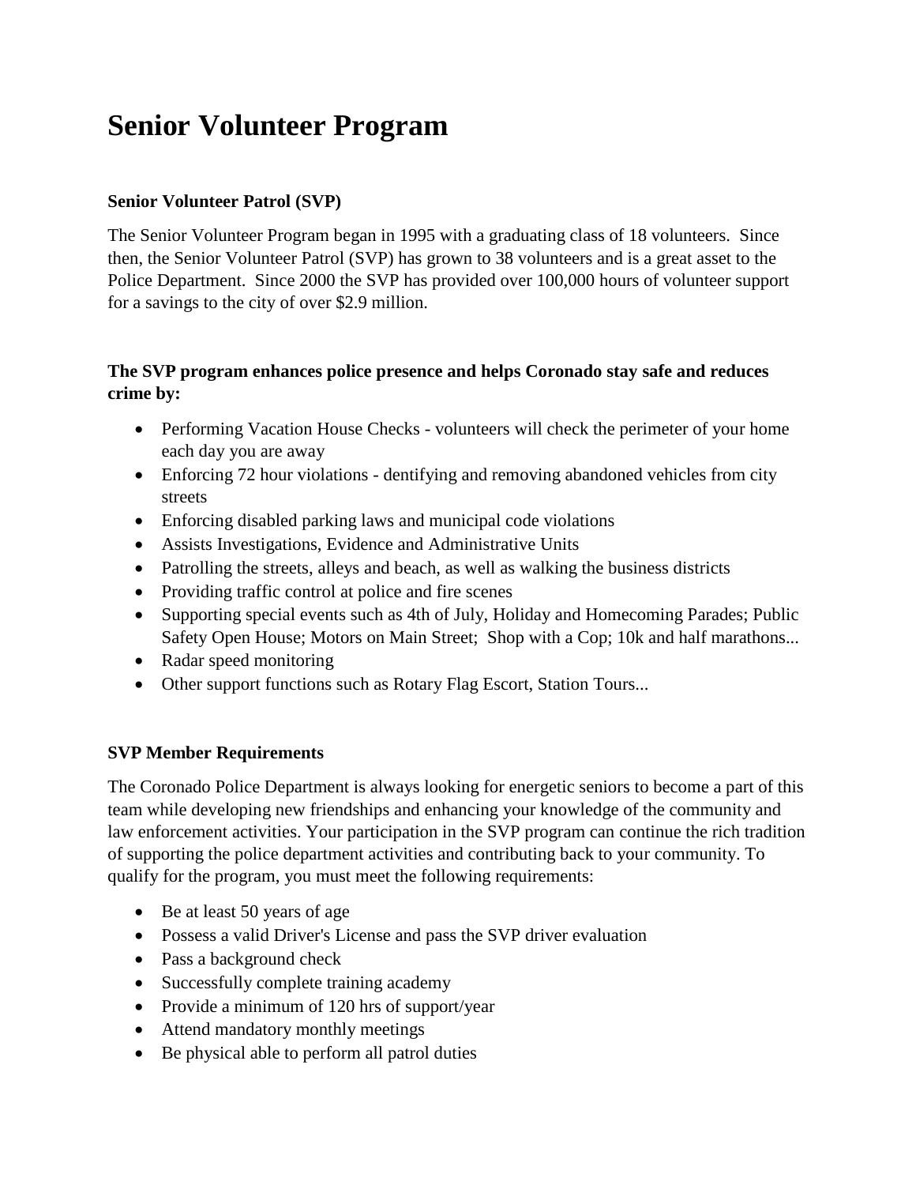# Senior Volunteer Program

### Senior Volunteer Patrol (SVP)

The Senior Volunteer Program began in 1995 with a graduating class of 18 volunteers. Since then, the Senior Volunteer Patrol (SVP) has grown to 38 volunteers and is a great asset to the Police Department. Since 2000 the SVP has provided over 100,000 hours of volunteer support for a savings to the city of over $2.9 million.

### The SVP program enhances police presence and helps Coronado stay safe and reduces crime by:

- Performing Vacation House Checks - volunteers will check the perimeter of your home each day you are away
- Enforcing 72 hour violations - dentifying and removing abandoned vehicles from city streets
- Enforcing disabled parking laws and municipal code violations
- Assists Investigations, Evidence and Administrative Units
- Patrolling the streets, alleys and beach, as well as walking the business districts
- Providing traffic control at police and fire scenes
- Supporting special events such as 4th of July, Holiday and Homecoming Parades; Public Safety Open House; Motors on Main Street; Shop with a Cop; 10k and half marathons...
- Radar speed monitoring
- Other support functions such as Rotary Flag Escort, Station Tours...

### SVP Member Requirements

The Coronado Police Department is always looking for energetic seniors to become a part of this team while developing new friendships and enhancing your knowledge of the community and law enforcement activities. Your participation in the SVP program can continue the rich tradition of supporting the police department activities and contributing back to your community. To qualify for the program, you must meet the following requirements:

- Be at least 50 years of age
- Possess a valid Driver's License and pass the SVP driver evaluation
- Pass a background check
- Successfully complete training academy
- Provide a minimum of 120 hrs of support/year
- Attend mandatory monthly meetings
- Be physical able to perform all patrol duties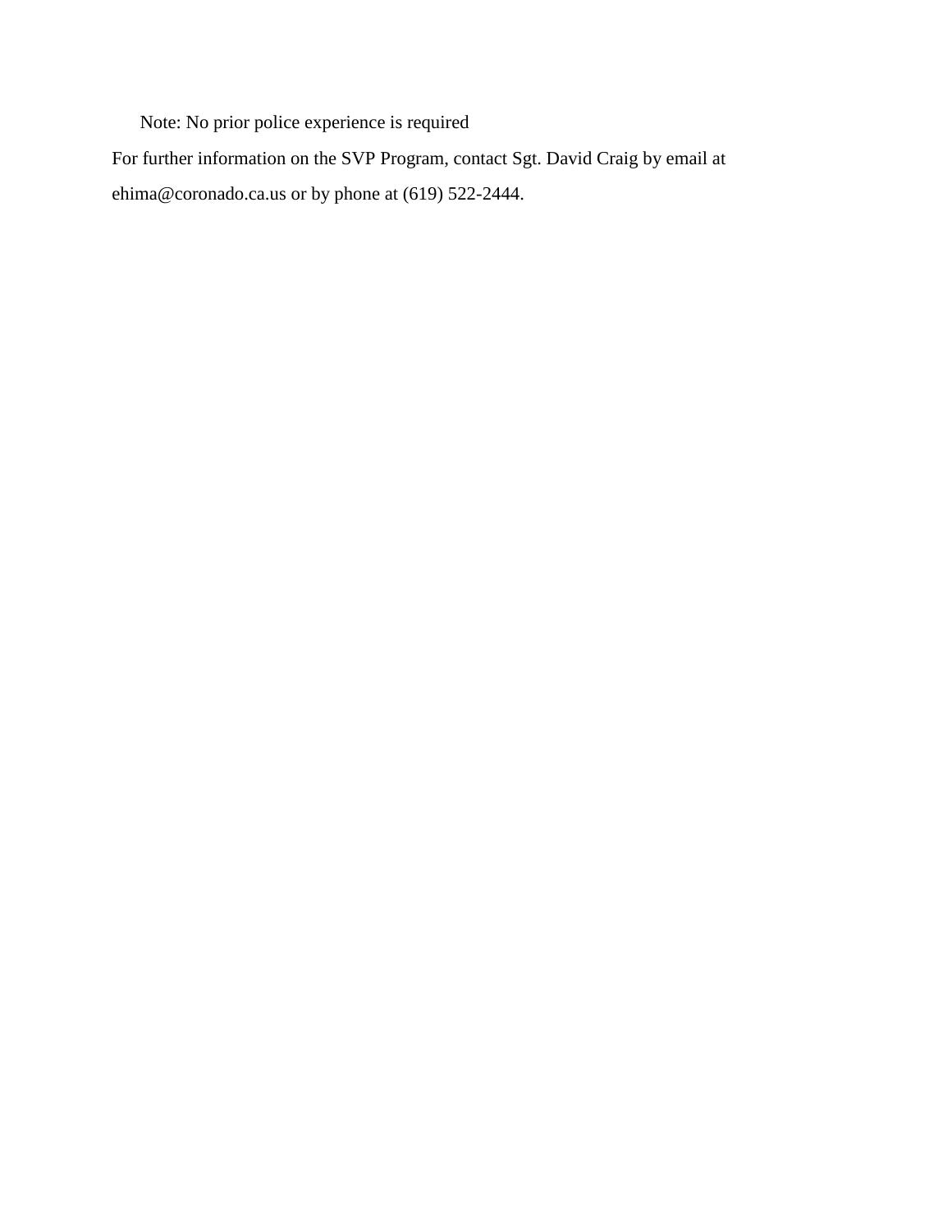Note: No prior police experience is required

For further information on the SVP Program, contact Sgt. David Craig by email at ehima@coronado.ca.us or by phone at (619) 522-2444.